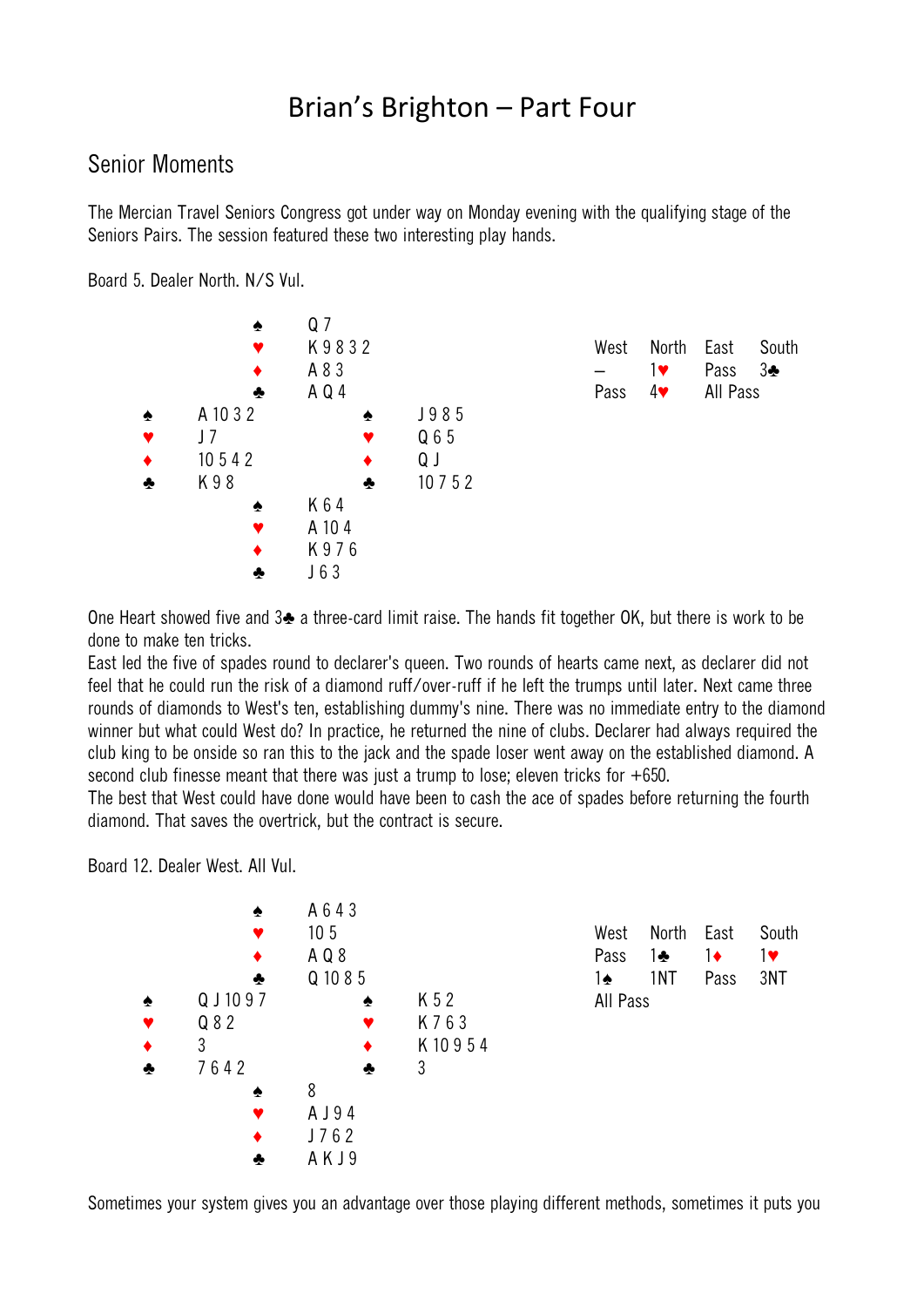# Brian's Brighton – Part Four

## Senior Moments

The Mercian Travel Seniors Congress got under way on Monday evening with the qualifying stage of the Seniors Pairs. The session featured these two interesting play hands.

Board 5. Dealer North. N/S Vul.

```
              ♠ Q 7
              ♥ K 9 8 3 2
              ♦ A 8 3
              ♣ A Q 4
♠ A 10 3 2                ♠ J 9 8 5
♥ J 7                     ♥ Q 6 5
♦ 10 5 4 2                ♦ Q J
♣ K 9 8                   ♣ 10 7 5 2
              ♠ K 6 4
              ♥ A 10 4
              ♦ K 9 7 6
              ♣ J 6 3
```

| West | North | East | South |
|---|---|---|---|
| – | 1♥ | Pass | 3♣ |
| Pass | 4♥ | All Pass | |

One Heart showed five and 3♣ a three-card limit raise. The hands fit together OK, but there is work to be done to make ten tricks.

East led the five of spades round to declarer's queen. Two rounds of hearts came next, as declarer did not feel that he could run the risk of a diamond ruff/over-ruff if he left the trumps until later. Next came three rounds of diamonds to West's ten, establishing dummy's nine. There was no immediate entry to the diamond winner but what could West do? In practice, he returned the nine of clubs. Declarer had always required the club king to be onside so ran this to the jack and the spade loser went away on the established diamond. A second club finesse meant that there was just a trump to lose; eleven tricks for +650.

The best that West could have done would have been to cash the ace of spades before returning the fourth diamond. That saves the overtrick, but the contract is secure.

Board 12. Dealer West. All Vul.

```
              ♠ A 6 4 3
              ♥ 10 5
              ♦ A Q 8
              ♣ Q 10 8 5
♠ Q J 10 9 7              ♠ K 5 2
♥ Q 8 2                   ♥ K 7 6 3
♦ 3                       ♦ K 10 9 5 4
♣ 7 6 4 2                 ♣ 3
              ♠ 8
              ♥ A J 9 4
              ♦ J 7 6 2
              ♣ A K J 9
```

| West | North | East | South |
|---|---|---|---|
| Pass | 1♣ | 1♦ | 1♥ |
| 1♠ | 1NT | Pass | 3NT |
| All Pass | | | |

Sometimes your system gives you an advantage over those playing different methods, sometimes it puts you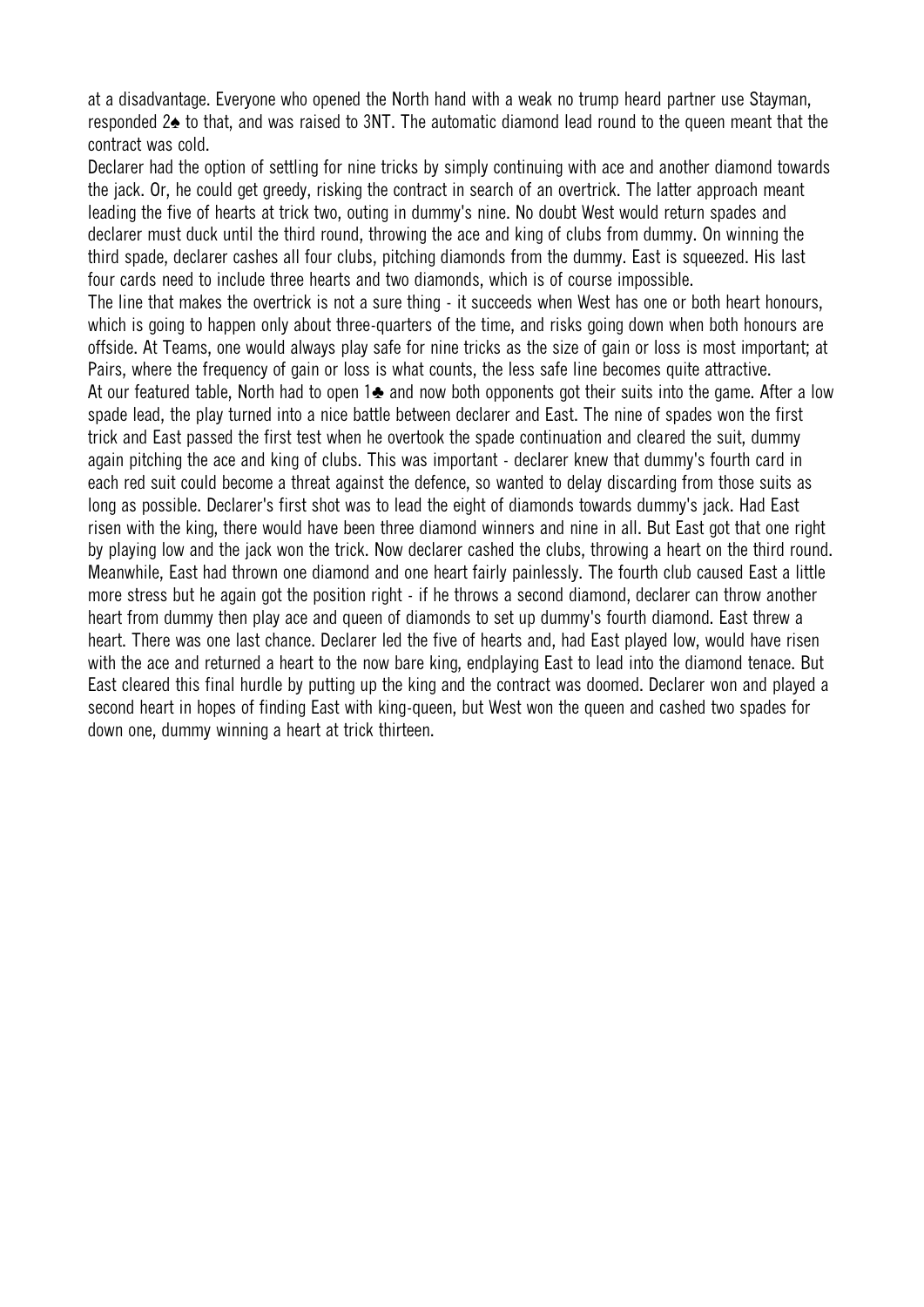at a disadvantage. Everyone who opened the North hand with a weak no trump heard partner use Stayman, responded 2♠ to that, and was raised to 3NT. The automatic diamond lead round to the queen meant that the contract was cold.

Declarer had the option of settling for nine tricks by simply continuing with ace and another diamond towards the jack. Or, he could get greedy, risking the contract in search of an overtrick. The latter approach meant leading the five of hearts at trick two, outing in dummy's nine. No doubt West would return spades and declarer must duck until the third round, throwing the ace and king of clubs from dummy. On winning the third spade, declarer cashes all four clubs, pitching diamonds from the dummy. East is squeezed. His last four cards need to include three hearts and two diamonds, which is of course impossible.

The line that makes the overtrick is not a sure thing - it succeeds when West has one or both heart honours, which is going to happen only about three-quarters of the time, and risks going down when both honours are offside. At Teams, one would always play safe for nine tricks as the size of gain or loss is most important; at Pairs, where the frequency of gain or loss is what counts, the less safe line becomes quite attractive.

At our featured table, North had to open 1♣ and now both opponents got their suits into the game. After a low spade lead, the play turned into a nice battle between declarer and East. The nine of spades won the first trick and East passed the first test when he overtook the spade continuation and cleared the suit, dummy again pitching the ace and king of clubs. This was important - declarer knew that dummy's fourth card in each red suit could become a threat against the defence, so wanted to delay discarding from those suits as long as possible. Declarer's first shot was to lead the eight of diamonds towards dummy's jack. Had East risen with the king, there would have been three diamond winners and nine in all. But East got that one right by playing low and the jack won the trick. Now declarer cashed the clubs, throwing a heart on the third round. Meanwhile, East had thrown one diamond and one heart fairly painlessly. The fourth club caused East a little more stress but he again got the position right - if he throws a second diamond, declarer can throw another heart from dummy then play ace and queen of diamonds to set up dummy's fourth diamond. East threw a heart. There was one last chance. Declarer led the five of hearts and, had East played low, would have risen with the ace and returned a heart to the now bare king, endplaying East to lead into the diamond tenace. But East cleared this final hurdle by putting up the king and the contract was doomed. Declarer won and played a second heart in hopes of finding East with king-queen, but West won the queen and cashed two spades for down one, dummy winning a heart at trick thirteen.